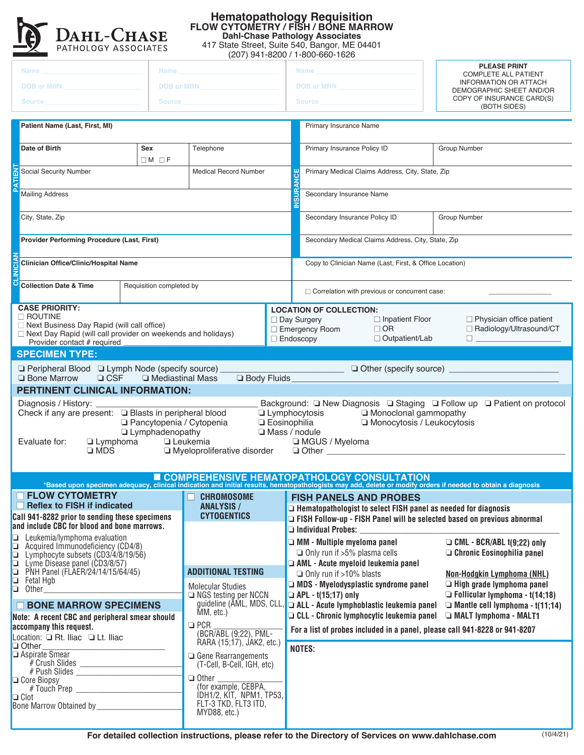# Hematopathology Requisition

## FLOW CYTOMETRY / FISH / BONE MARROW

**Dahl-Chase Pathology Associates**
417 State Street, Suite 540, Bangor, ME 04401
(207) 941-8200 / 1-800-660-1626

DAHL-CHASE PATHOLOGY ASSOCIATES

| Name ______ | Name ______ | Name ______ |
|---|---|---|
| DOB or MRN ______ | DOB or MRN ______ | DOB or MRN ______ |
| Source ______ | Source ______ | Source ______ |

**PLEASE PRINT**
COMPLETE ALL PATIENT INFORMATION OR ATTACH DEMOGRAPHIC SHEET AND/OR COPY OF INSURANCE CARD(S) (BOTH SIDES)

### PATIENT

| | | |
|---|---|---|
| **Patient Name (Last, First, MI)** | | |
| **Date of Birth** | **Sex** ☐ M ☐ F | Telephone |
| Social Security Number | | Medical Record Number |
| Mailing Address | | |
| City, State, Zip | | |

### INSURANCE

| | |
|---|---|
| Primary Insurance Name | |
| Primary Insurance Policy ID | Group Number |
| Primary Medical Claims Address, City, State, Zip | |
| Secondary Insurance Name | |
| Secondary Insurance Policy ID | Group Number |
| Secondary Medical Claims Address, City, State, Zip | |

### CLINICIAN

| | |
|---|---|
| **Provider Performing Procedure (Last, First)** | |
| **Clinician Office/Clinic/Hospital Name** | |
| **Collection Date & Time** | Requisition completed by |

Copy to Clinician Name (Last, First, & Office Location)

☐ Correlation with previous or concurrent case: ______

**CASE PRIORITY:**
☐ ROUTINE
☐ Next Business Day Rapid (will call office)
☐ Next Day Rapid (will call provider on weekends and holidays)
Provider contact # required ______

**LOCATION OF COLLECTION:**
☐ Day Surgery ☐ Inpatient Floor ☐ Physician office patient
☐ Emergency Room ☐ OR ☐ Radiology/Ultrasound/CT
☐ Endoscopy ☐ Outpatient/Lab ☐ ______

## SPECIMEN TYPE:

❑ Peripheral Blood ❑ Lymph Node (specify source) ______ ❑ Other (specify source) ______
❑ Bone Marrow ❑ CSF ❑ Mediastinal Mass ❑ Body Fluids ______

## PERTINENT CLINICAL INFORMATION:

Diagnosis / History: ______ Background: ❑ New Diagnosis ❑ Staging ❑ Follow up ❑ Patient on protocol

Check if any are present: ❑ Blasts in peripheral blood ❑ Lymphocytosis ❑ Monoclonal gammopathy
❑ Pancytopenia / Cytopenia ❑ Eosinophilia ❑ Monocytosis / Leukocytosis
❑ Lymphadenopathy ❑ Mass / nodule

Evaluate for: ❑ Lymphoma ❑ Leukemia ❑ MGUS / Myeloma
❑ MDS ❑ Myeloproliferative disorder ❑ Other ______

## ■ COMPREHENSIVE HEMATOPATHOLOGY CONSULTATION

*Based upon specimen adequacy, clinical indication and initial results, hematopathologists may add, delete or modify orders if needed to obtain a diagnosis

### ☐ FLOW CYTOMETRY
### ☐ Reflex to FISH if indicated

**Call 941-8282 prior to sending these specimens and include CBC for blood and bone marrows.**

❑ Leukemia/lymphoma evaluation
❑ Acquired Immunodeficiency (CD4/8)
❑ Lymphocyte subsets (CD3/4/8/19/56)
❑ Lyme Disease panel (CD3/8/57)
❑ PNH Panel (FLAER/24/14/15/64/45)
❑ Fetal Hgb
❑ Other______

### ☐ BONE MARROW SPECIMENS

**Note: A recent CBC and peripheral smear should accompany this request.**

Location: ❑ Rt. Iliac ❑ Lt. Iliac
❑ Other ______
❑ Aspirate Smear
# Crush Slides ______
# Push Slides ______
❑ Core Biopsy
# Touch Prep ______
❑ Clot
Bone Marrow Obtained by______

### ☐ CHROMOSOME ANALYSIS / CYTOGENTICS

### ADDITIONAL TESTING

Molecular Studies
❑ NGS testing per NCCN guideline (AML, MDS, CLL, MM, etc.)
❑ PCR (BCR/ABL (9;22), PML-RARA (15;17), JAK2, etc.)
❑ Gene Rearrangements (T-Cell, B-Cell, IGH, etc)
❑ Other ______ (for example, CEBPA, IDH1/2, KIT, NPM1, TP53, FLT-3 TKD, FLT3 ITD, MYD88, etc.)

### FISH PANELS AND PROBES

❑ Hematopathologist to select FISH panel as needed for diagnosis
❑ FISH Follow-up - FISH Panel will be selected based on previous abnormal
❑ Individual Probes: ______

❑ MM - Multiple myeloma panel
❑ Only run if >5% plasma cells
❑ AML - Acute myeloid leukemia panel
❑ Only run if >10% blasts
❑ MDS - Myelodysplastic syndrome panel
❑ APL - t(15;17) only
❑ ALL - Acute lymphoblastic leukemia panel
❑ CLL - Chronic lymphocytic leukemia panel

❑ CML - BCR/ABL t(9;22) only
❑ Chronic Eosinophilia panel

**Non-Hodgkin Lymphoma (NHL)**
❑ High grade lymphoma panel
❑ Follicular lymphoma - t(14;18)
❑ Mantle cell lymphoma - t(11;14)
❑ MALT lymphoma - MALT1

**For a list of probes included in a panel, please call 941-8228 or 941-8207**

**NOTES:**

**For detailed collection instructions, please refer to the Directory of Services on www.dahlchase.com**

(10/4/21)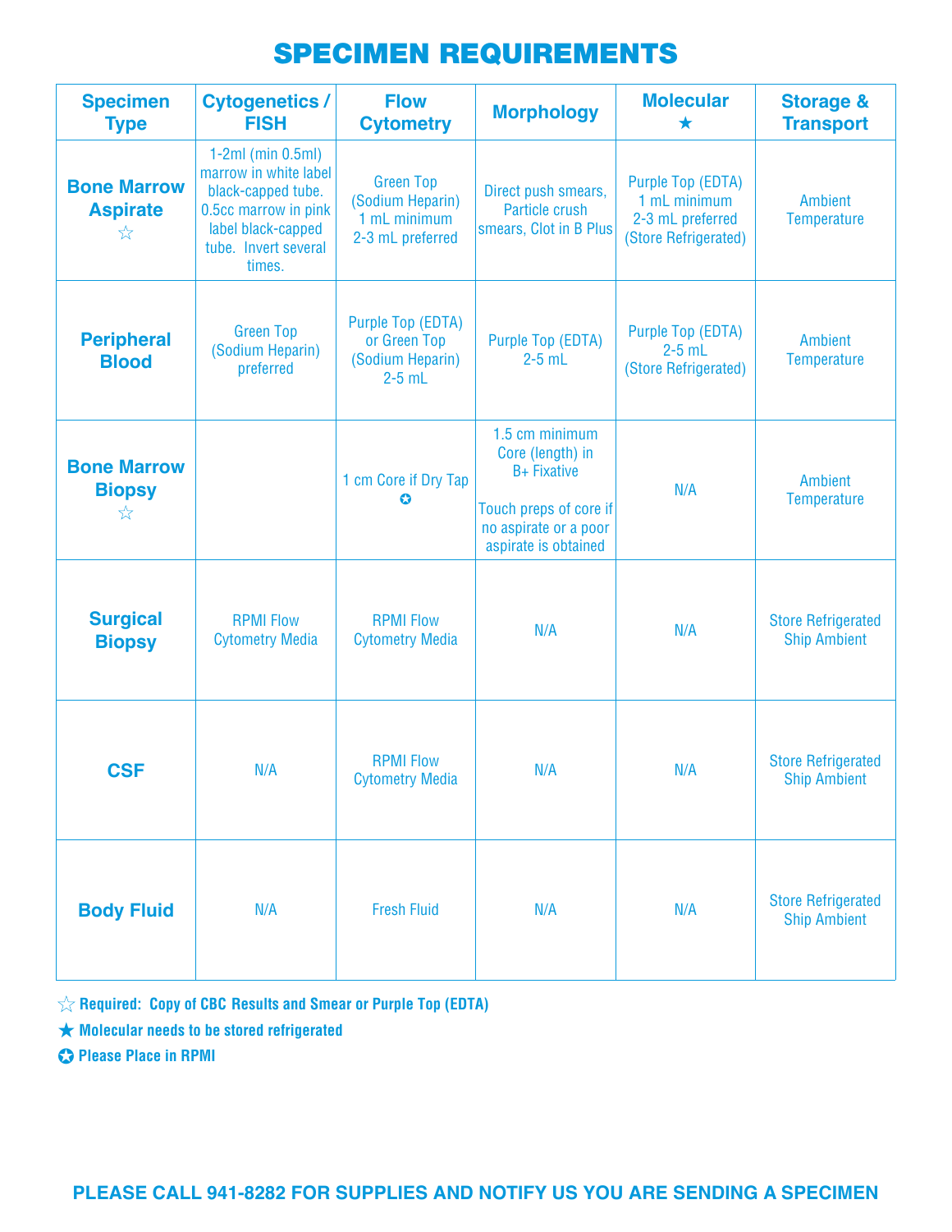# SPECIMEN REQUIREMENTS

| Specimen Type | Cytogenetics / FISH | Flow Cytometry | Morphology | Molecular ★ | Storage & Transport |
|---|---|---|---|---|---|
| **Bone Marrow Aspirate** ☆ | 1-2ml (min 0.5ml) marrow in white label black-capped tube. 0.5cc marrow in pink label black-capped tube. Invert several times. | Green Top (Sodium Heparin) 1 mL minimum 2-3 mL preferred | Direct push smears, Particle crush smears, Clot in B Plus | Purple Top (EDTA) 1 mL minimum 2-3 mL preferred (Store Refrigerated) | Ambient Temperature |
| **Peripheral Blood** | Green Top (Sodium Heparin) preferred | Purple Top (EDTA) or Green Top (Sodium Heparin) 2-5 mL | Purple Top (EDTA) 2-5 mL | Purple Top (EDTA) 2-5 mL (Store Refrigerated) | Ambient Temperature |
| **Bone Marrow Biopsy** ☆ | | 1 cm Core if Dry Tap ✪ | 1.5 cm minimum Core (length) in B+ Fixative<br><br>Touch preps of core if no aspirate or a poor aspirate is obtained | N/A | Ambient Temperature |
| **Surgical Biopsy** | RPMI Flow Cytometry Media | RPMI Flow Cytometry Media | N/A | N/A | Store Refrigerated Ship Ambient |
| **CSF** | N/A | RPMI Flow Cytometry Media | N/A | N/A | Store Refrigerated Ship Ambient |
| **Body Fluid** | N/A | Fresh Fluid | N/A | N/A | Store Refrigerated Ship Ambient |

☆ **Required: Copy of CBC Results and Smear or Purple Top (EDTA)**

★ **Molecular needs to be stored refrigerated**

✪ **Please Place in RPMI**

**PLEASE CALL 941-8282 FOR SUPPLIES AND NOTIFY US YOU ARE SENDING A SPECIMEN**